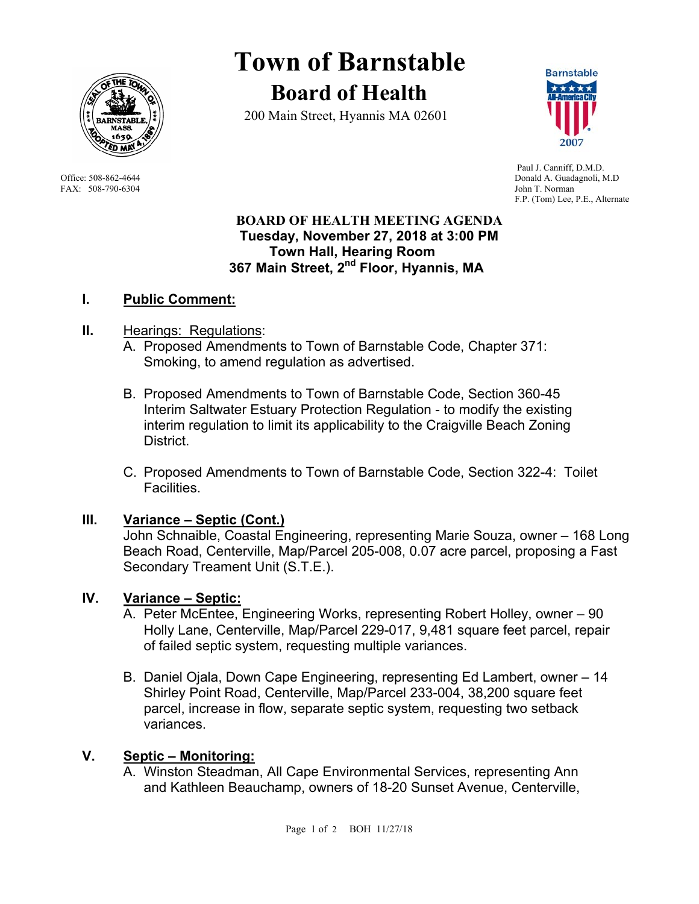# Town of Barnstable

## Board of Health

200 Main Street, Hyannis MA 02601

Office: 508-862-4644
FAX: 508-790-6304

Paul J. Canniff, D.M.D.
Donald A. Guadagnoli, M.D
John T. Norman
F.P. (Tom) Lee, P.E., Alternate

**BOARD OF HEALTH MEETING AGENDA**
**Tuesday, November 27, 2018 at 3:00 PM**
**Town Hall, Hearing Room**
**367 Main Street, 2nd Floor, Hyannis, MA**

**I. Public Comment:**

**II.** Hearings: Regulations:

A. Proposed Amendments to Town of Barnstable Code, Chapter 371: Smoking, to amend regulation as advertised.

B. Proposed Amendments to Town of Barnstable Code, Section 360-45 Interim Saltwater Estuary Protection Regulation - to modify the existing interim regulation to limit its applicability to the Craigville Beach Zoning District.

C. Proposed Amendments to Town of Barnstable Code, Section 322-4: Toilet Facilities.

**III. Variance – Septic (Cont.)**

John Schnaible, Coastal Engineering, representing Marie Souza, owner – 168 Long Beach Road, Centerville, Map/Parcel 205-008, 0.07 acre parcel, proposing a Fast Secondary Treament Unit (S.T.E.).

**IV. Variance – Septic:**

A. Peter McEntee, Engineering Works, representing Robert Holley, owner – 90 Holly Lane, Centerville, Map/Parcel 229-017, 9,481 square feet parcel, repair of failed septic system, requesting multiple variances.

B. Daniel Ojala, Down Cape Engineering, representing Ed Lambert, owner – 14 Shirley Point Road, Centerville, Map/Parcel 233-004, 38,200 square feet parcel, increase in flow, separate septic system, requesting two setback variances.

**V. Septic – Monitoring:**

A. Winston Steadman, All Cape Environmental Services, representing Ann and Kathleen Beauchamp, owners of 18-20 Sunset Avenue, Centerville,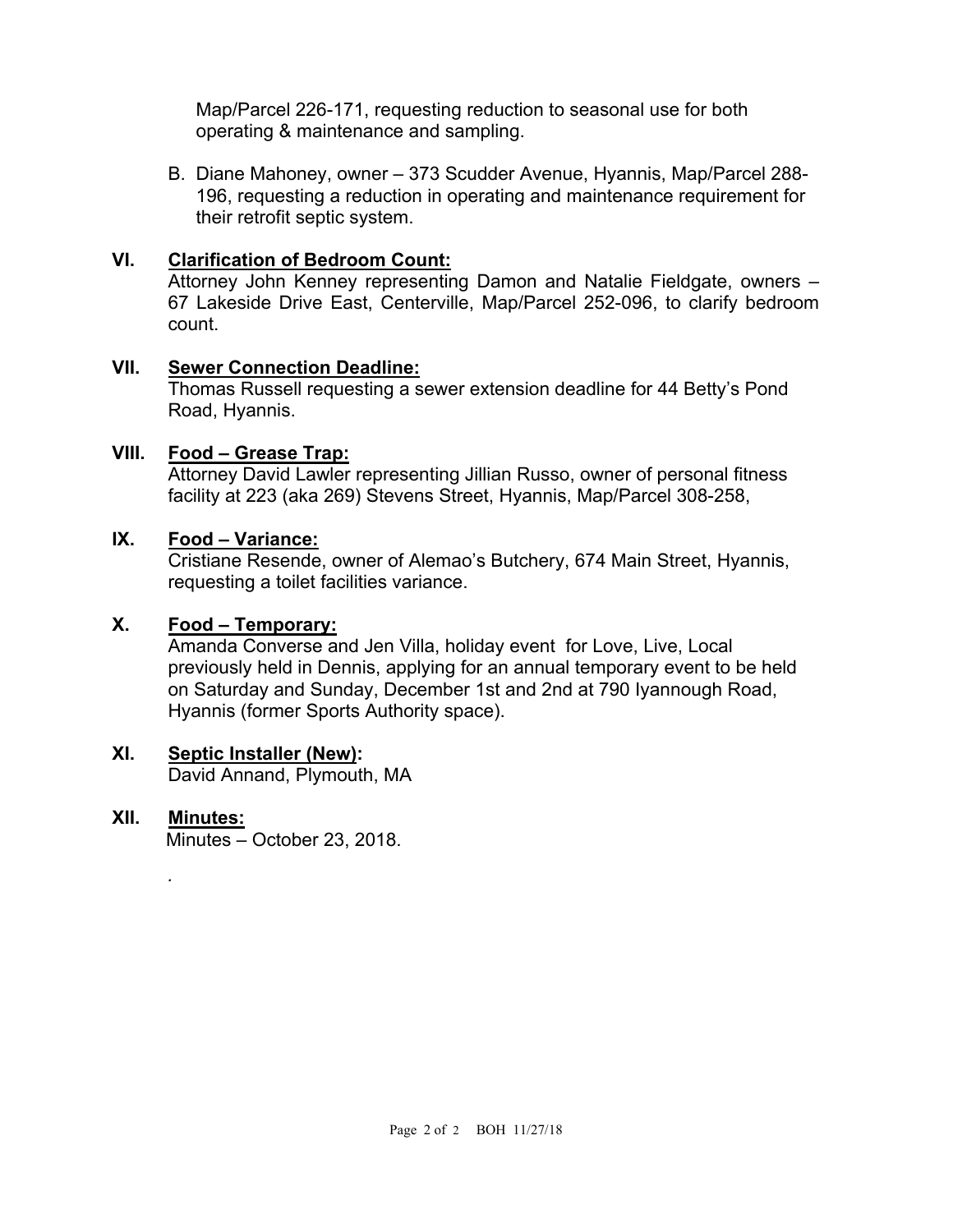Map/Parcel 226-171, requesting reduction to seasonal use for both operating & maintenance and sampling.

B. Diane Mahoney, owner – 373 Scudder Avenue, Hyannis, Map/Parcel 288-196, requesting a reduction in operating and maintenance requirement for their retrofit septic system.

## VI. Clarification of Bedroom Count:

Attorney John Kenney representing Damon and Natalie Fieldgate, owners – 67 Lakeside Drive East, Centerville, Map/Parcel 252-096, to clarify bedroom count.

## VII. Sewer Connection Deadline:

Thomas Russell requesting a sewer extension deadline for 44 Betty's Pond Road, Hyannis.

## VIII. Food – Grease Trap:

Attorney David Lawler representing Jillian Russo, owner of personal fitness facility at 223 (aka 269) Stevens Street, Hyannis, Map/Parcel 308-258,

## IX. Food – Variance:

Cristiane Resende, owner of Alemao's Butchery, 674 Main Street, Hyannis, requesting a toilet facilities variance.

## X. Food – Temporary:

Amanda Converse and Jen Villa, holiday event for Love, Live, Local previously held in Dennis, applying for an annual temporary event to be held on Saturday and Sunday, December 1st and 2nd at 790 Iyannough Road, Hyannis (former Sports Authority space).

## XI. Septic Installer (New):

David Annand, Plymouth, MA

## XII. Minutes:

Minutes – October 23, 2018.

.